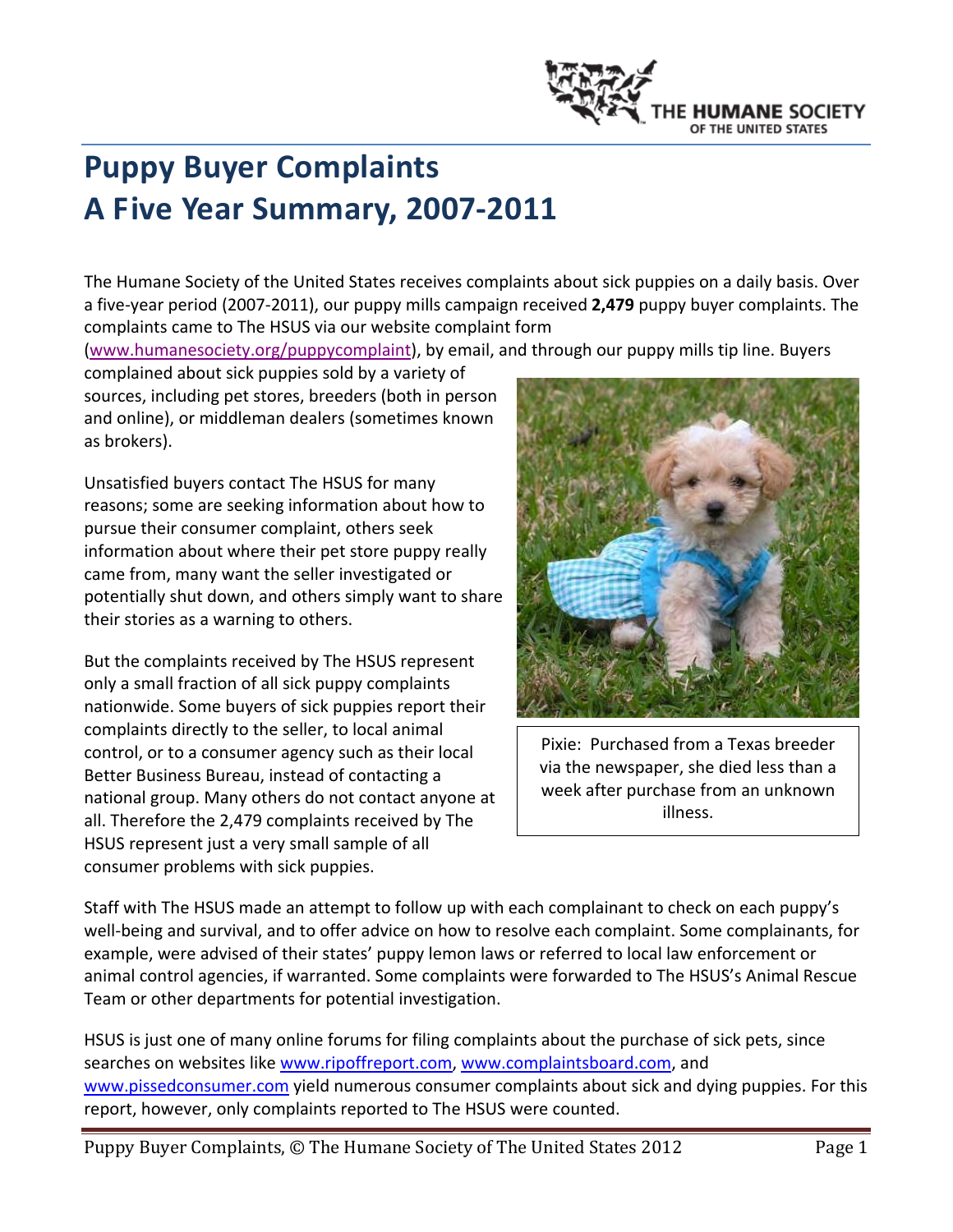# Puppy Buyer Complaints
# A Five Year Summary, 2007-2011

The Humane Society of the United States receives complaints about sick puppies on a daily basis. Over a five-year period (2007-2011), our puppy mills campaign received **2,479** puppy buyer complaints. The complaints came to The HSUS via our website complaint form (www.humanesociety.org/puppycomplaint), by email, and through our puppy mills tip line. Buyers complained about sick puppies sold by a variety of sources, including pet stores, breeders (both in person and online), or middleman dealers (sometimes known as brokers).

Unsatisfied buyers contact The HSUS for many reasons; some are seeking information about how to pursue their consumer complaint, others seek information about where their pet store puppy really came from, many want the seller investigated or potentially shut down, and others simply want to share their stories as a warning to others.

But the complaints received by The HSUS represent only a small fraction of all sick puppy complaints nationwide. Some buyers of sick puppies report their complaints directly to the seller, to local animal control, or to a consumer agency such as their local Better Business Bureau, instead of contacting a national group. Many others do not contact anyone at all. Therefore the 2,479 complaints received by The HSUS represent just a very small sample of all consumer problems with sick puppies.

Pixie: Purchased from a Texas breeder via the newspaper, she died less than a week after purchase from an unknown illness.

Staff with The HSUS made an attempt to follow up with each complainant to check on each puppy's well-being and survival, and to offer advice on how to resolve each complaint. Some complainants, for example, were advised of their states' puppy lemon laws or referred to local law enforcement or animal control agencies, if warranted. Some complaints were forwarded to The HSUS's Animal Rescue Team or other departments for potential investigation.

HSUS is just one of many online forums for filing complaints about the purchase of sick pets, since searches on websites like www.ripoffreport.com, www.complaintsboard.com, and www.pissedconsumer.com yield numerous consumer complaints about sick and dying puppies. For this report, however, only complaints reported to The HSUS were counted.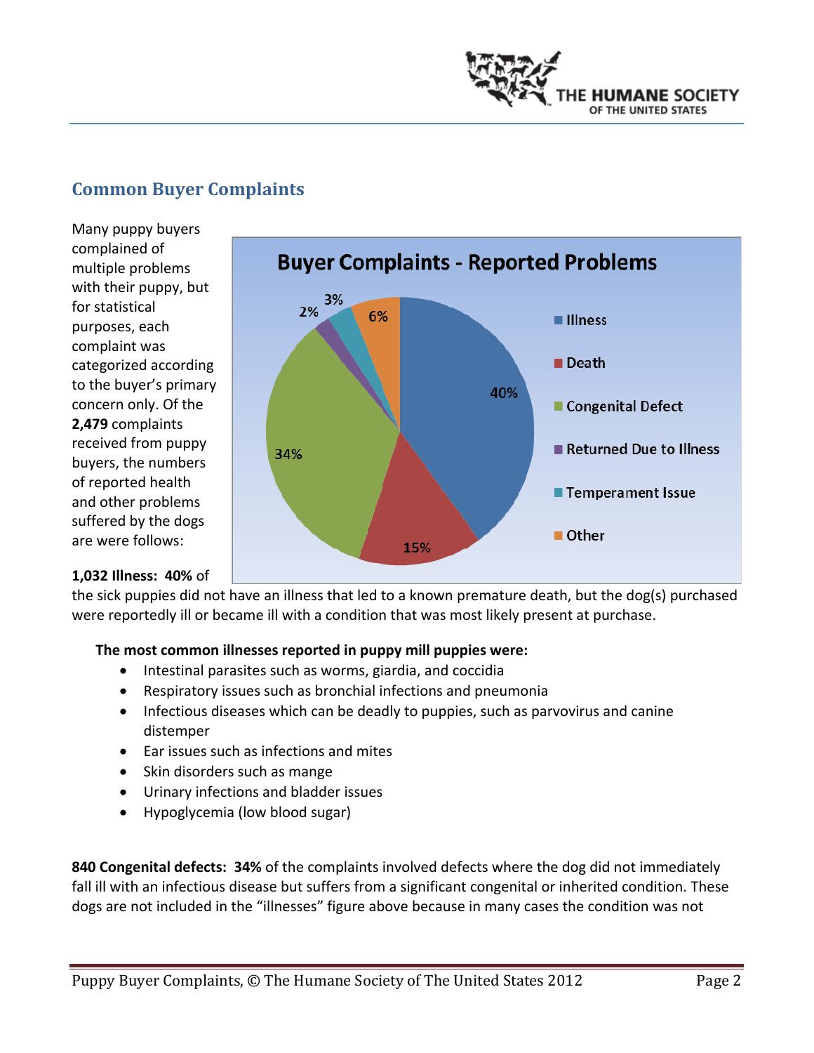## Common Buyer Complaints

Many puppy buyers complained of multiple problems with their puppy, but for statistical purposes, each complaint was categorized according to the buyer's primary concern only. Of the **2,479** complaints received from puppy buyers, the numbers of reported health and other problems suffered by the dogs are were follows:

**Buyer Complaints - Reported Problems**

| Category | Percentage |
|---|---|
| Illness | 40% |
| Death | 15% |
| Congenital Defect | 34% |
| Returned Due to Illness | 2% |
| Temperament Issue | 3% |
| Other | 6% |

**1,032 Illness: 40%** of the sick puppies did not have an illness that led to a known premature death, but the dog(s) purchased were reportedly ill or became ill with a condition that was most likely present at purchase.

**The most common illnesses reported in puppy mill puppies were:**

- Intestinal parasites such as worms, giardia, and coccidia
- Respiratory issues such as bronchial infections and pneumonia
- Infectious diseases which can be deadly to puppies, such as parvovirus and canine distemper
- Ear issues such as infections and mites
- Skin disorders such as mange
- Urinary infections and bladder issues
- Hypoglycemia (low blood sugar)

**840 Congenital defects: 34%** of the complaints involved defects where the dog did not immediately fall ill with an infectious disease but suffers from a significant congenital or inherited condition. These dogs are not included in the "illnesses" figure above because in many cases the condition was not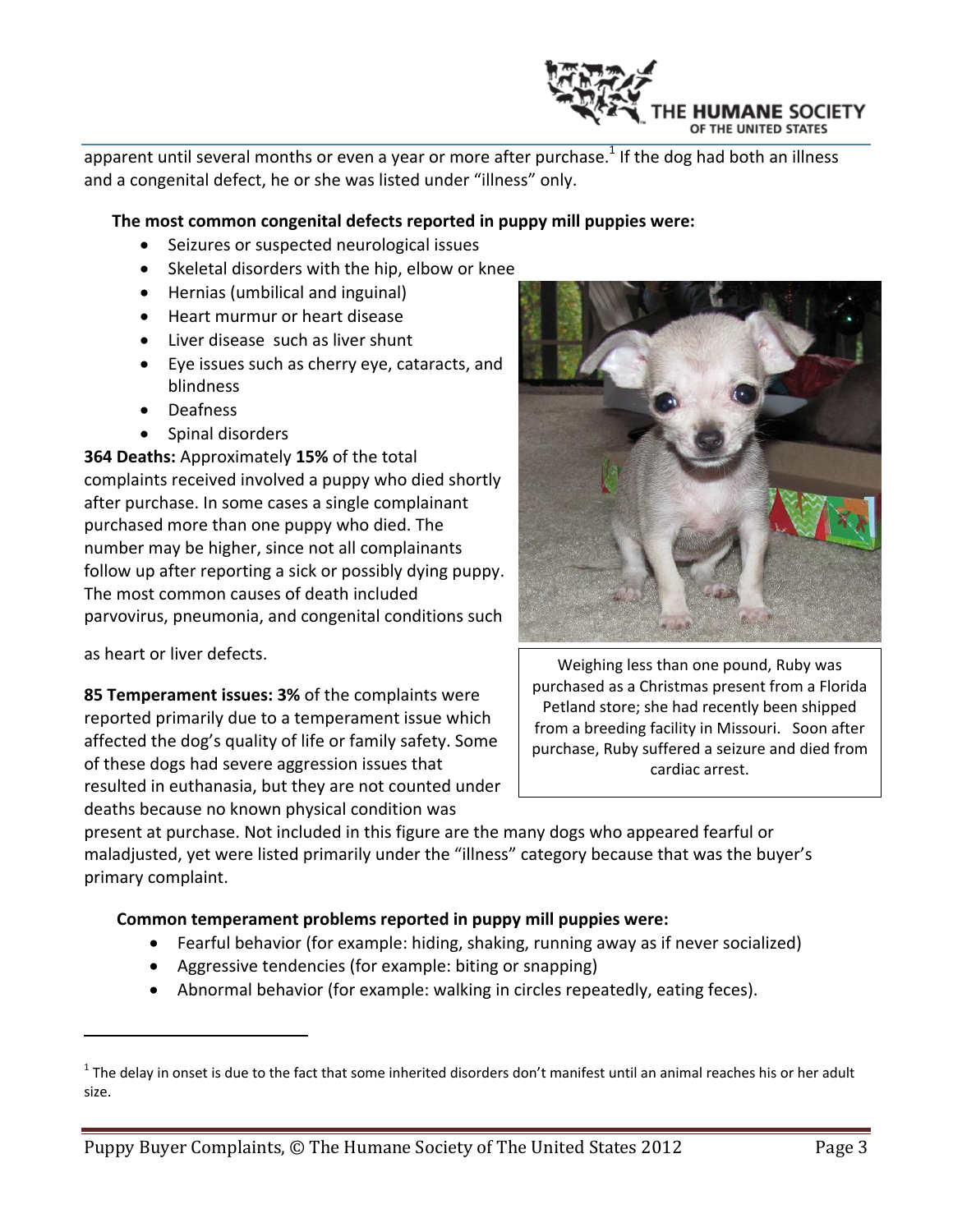apparent until several months or even a year or more after purchase.[1] If the dog had both an illness and a congenital defect, he or she was listed under "illness" only.

**The most common congenital defects reported in puppy mill puppies were:**

- Seizures or suspected neurological issues
- Skeletal disorders with the hip, elbow or knee
- Hernias (umbilical and inguinal)
- Heart murmur or heart disease
- Liver disease such as liver shunt
- Eye issues such as cherry eye, cataracts, and blindness
- Deafness
- Spinal disorders

**364 Deaths:** Approximately **15%** of the total complaints received involved a puppy who died shortly after purchase. In some cases a single complainant purchased more than one puppy who died. The number may be higher, since not all complainants follow up after reporting a sick or possibly dying puppy. The most common causes of death included parvovirus, pneumonia, and congenital conditions such as heart or liver defects.

Weighing less than one pound, Ruby was purchased as a Christmas present from a Florida Petland store; she had recently been shipped from a breeding facility in Missouri. Soon after purchase, Ruby suffered a seizure and died from cardiac arrest.

**85 Temperament issues: 3%** of the complaints were reported primarily due to a temperament issue which affected the dog's quality of life or family safety. Some of these dogs had severe aggression issues that resulted in euthanasia, but they are not counted under deaths because no known physical condition was present at purchase. Not included in this figure are the many dogs who appeared fearful or maladjusted, yet were listed primarily under the "illness" category because that was the buyer's primary complaint.

**Common temperament problems reported in puppy mill puppies were:**

- Fearful behavior (for example: hiding, shaking, running away as if never socialized)
- Aggressive tendencies (for example: biting or snapping)
- Abnormal behavior (for example: walking in circles repeatedly, eating feces).

[1] The delay in onset is due to the fact that some inherited disorders don't manifest until an animal reaches his or her adult size.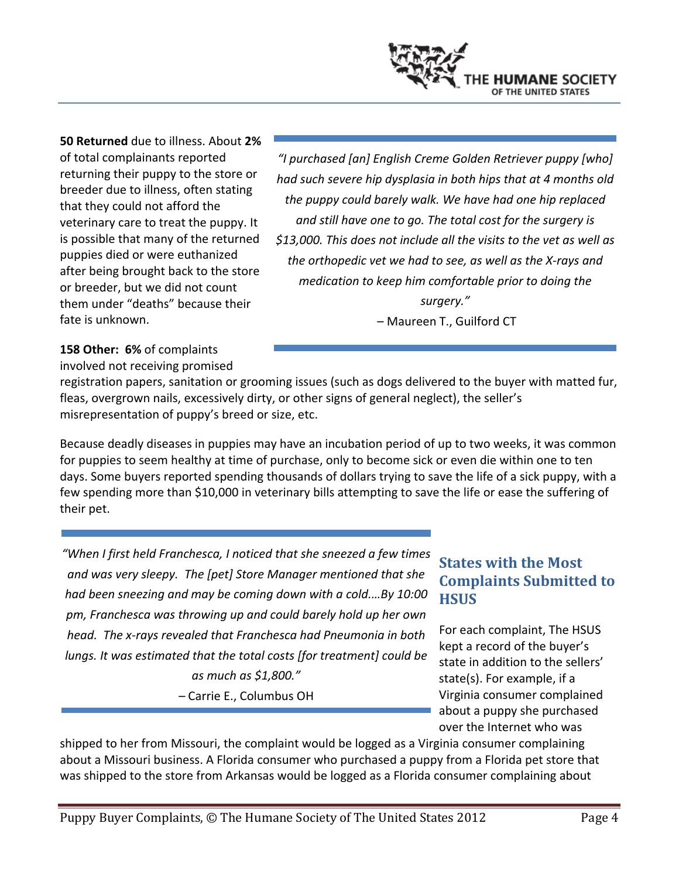**50 Returned** due to illness. About **2%** of total complainants reported returning their puppy to the store or breeder due to illness, often stating that they could not afford the veterinary care to treat the puppy. It is possible that many of the returned puppies died or were euthanized after being brought back to the store or breeder, but we did not count them under "deaths" because their fate is unknown.

> *"I purchased [an] English Creme Golden Retriever puppy [who] had such severe hip dysplasia in both hips that at 4 months old the puppy could barely walk. We have had one hip replaced and still have one to go. The total cost for the surgery is $13,000. This does not include all the visits to the vet as well as the orthopedic vet we had to see, as well as the X-rays and medication to keep him comfortable prior to doing the surgery."*
>
> – Maureen T., Guilford CT

**158 Other: 6%** of complaints involved not receiving promised registration papers, sanitation or grooming issues (such as dogs delivered to the buyer with matted fur, fleas, overgrown nails, excessively dirty, or other signs of general neglect), the seller's misrepresentation of puppy's breed or size, etc.

Because deadly diseases in puppies may have an incubation period of up to two weeks, it was common for puppies to seem healthy at time of purchase, only to become sick or even die within one to ten days. Some buyers reported spending thousands of dollars trying to save the life of a sick puppy, with a few spending more than $10,000 in veterinary bills attempting to save the life or ease the suffering of their pet.

> *"When I first held Franchesca, I noticed that she sneezed a few times and was very sleepy. The [pet] Store Manager mentioned that she had been sneezing and may be coming down with a cold….By 10:00 pm, Franchesca was throwing up and could barely hold up her own head. The x-rays revealed that Franchesca had Pneumonia in both lungs. It was estimated that the total costs [for treatment] could be as much as $1,800."*
>
> – Carrie E., Columbus OH

## States with the Most Complaints Submitted to HSUS

For each complaint, The HSUS kept a record of the buyer's state in addition to the sellers' state(s). For example, if a Virginia consumer complained about a puppy she purchased over the Internet who was shipped to her from Missouri, the complaint would be logged as a Virginia consumer complaining about a Missouri business. A Florida consumer who purchased a puppy from a Florida pet store that was shipped to the store from Arkansas would be logged as a Florida consumer complaining about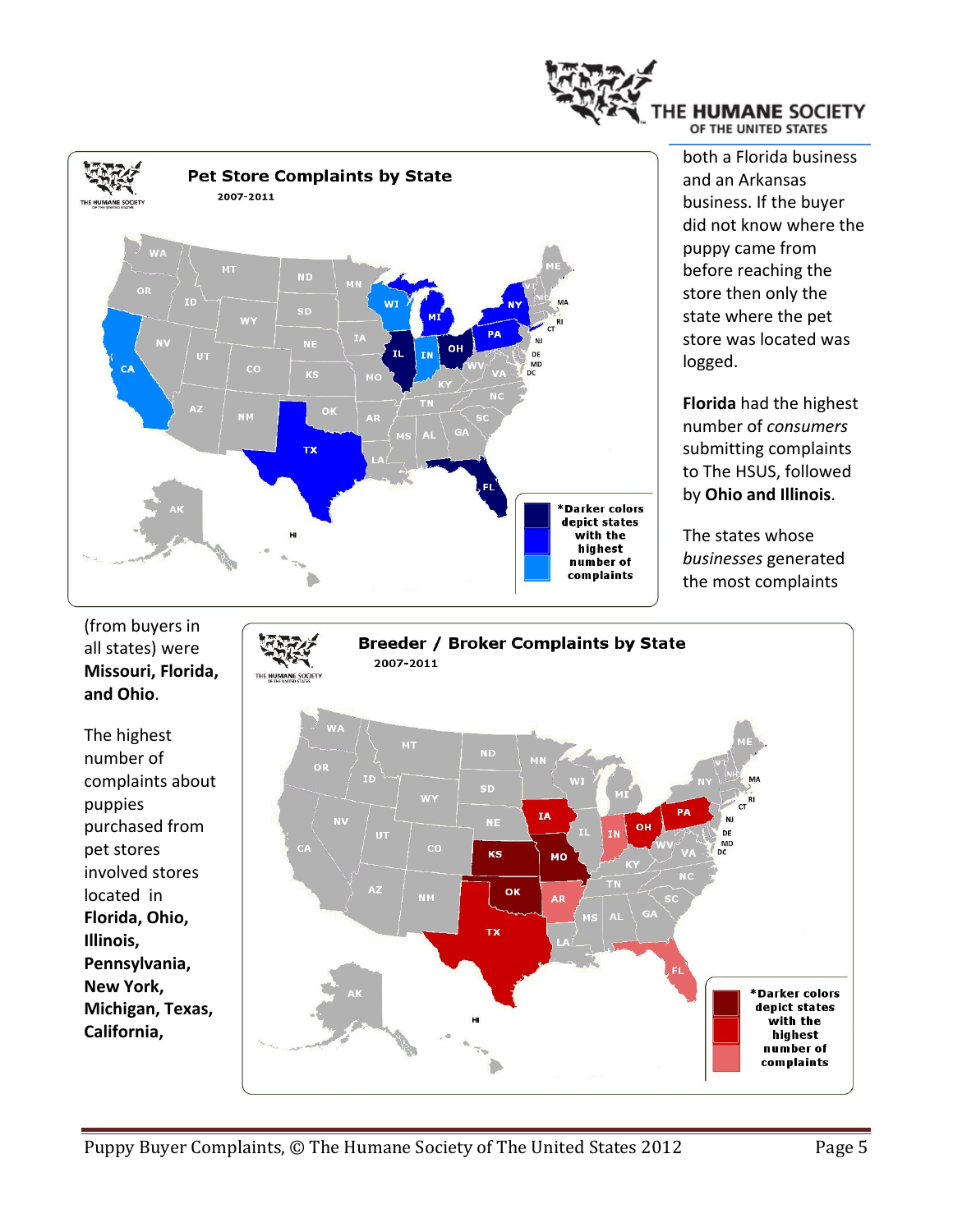**Pet Store Complaints by State**

2007-2011

*Darker colors depict states with the highest number of complaints

both a Florida business and an Arkansas business. If the buyer did not know where the puppy came from before reaching the store then only the state where the pet store was located was logged.

**Florida** had the highest number of *consumers* submitting complaints to The HSUS, followed by **Ohio and Illinois**.

The states whose *businesses* generated the most complaints (from buyers in all states) were **Missouri, Florida, and Ohio**.

The highest number of complaints about puppies purchased from pet stores involved stores located in **Florida, Ohio, Illinois, Pennsylvania, New York, Michigan, Texas, California,**

**Breeder / Broker Complaints by State**

2007-2011

*Darker colors depict states with the highest number of complaints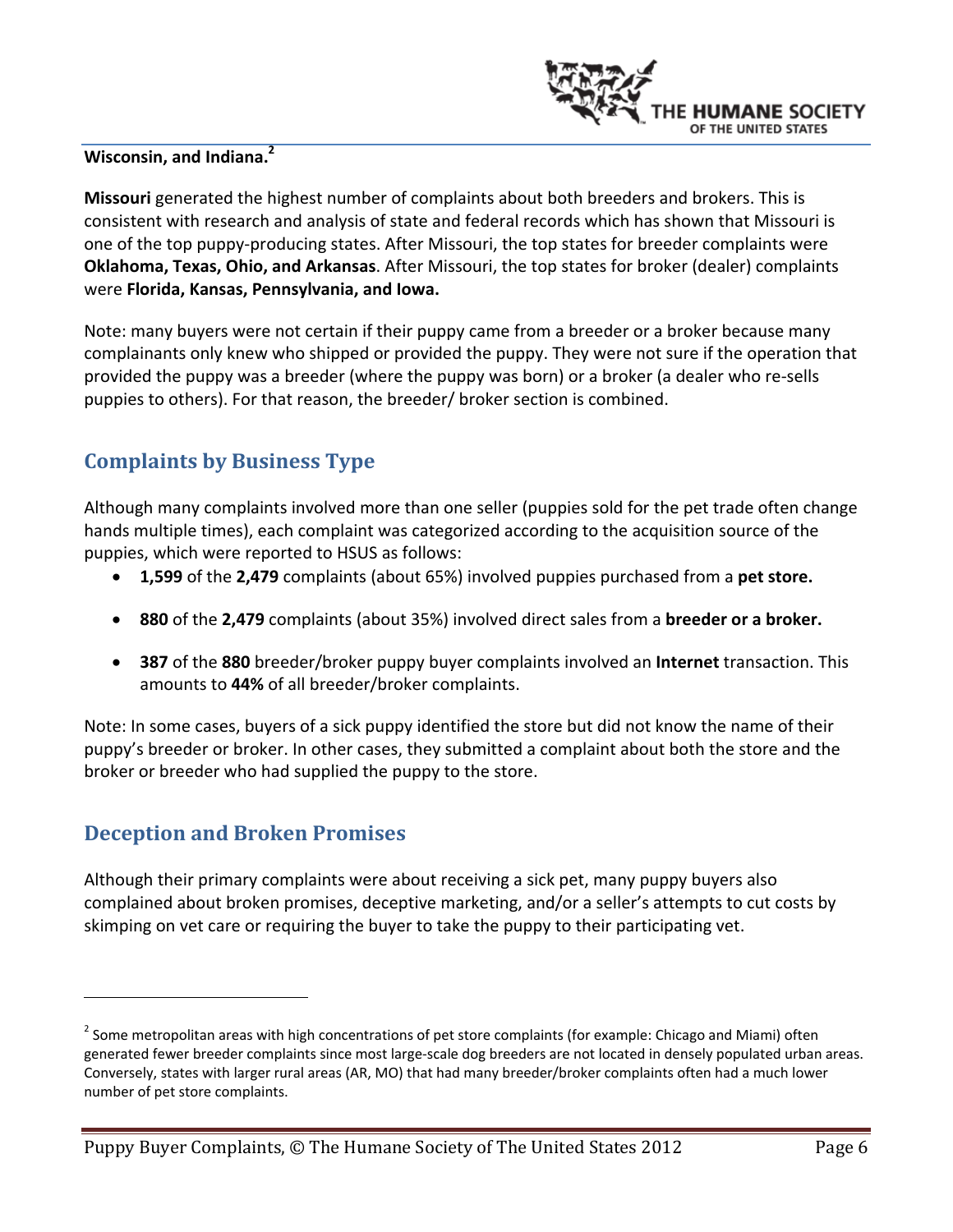**Wisconsin, and Indiana.**[2]

**Missouri** generated the highest number of complaints about both breeders and brokers. This is consistent with research and analysis of state and federal records which has shown that Missouri is one of the top puppy-producing states. After Missouri, the top states for breeder complaints were **Oklahoma, Texas, Ohio, and Arkansas**. After Missouri, the top states for broker (dealer) complaints were **Florida, Kansas, Pennsylvania, and Iowa.**

Note: many buyers were not certain if their puppy came from a breeder or a broker because many complainants only knew who shipped or provided the puppy. They were not sure if the operation that provided the puppy was a breeder (where the puppy was born) or a broker (a dealer who re-sells puppies to others). For that reason, the breeder/ broker section is combined.

## Complaints by Business Type

Although many complaints involved more than one seller (puppies sold for the pet trade often change hands multiple times), each complaint was categorized according to the acquisition source of the puppies, which were reported to HSUS as follows:

- **1,599** of the **2,479** complaints (about 65%) involved puppies purchased from a **pet store.**
- **880** of the **2,479** complaints (about 35%) involved direct sales from a **breeder or a broker.**
- **387** of the **880** breeder/broker puppy buyer complaints involved an **Internet** transaction. This amounts to **44%** of all breeder/broker complaints.

Note: In some cases, buyers of a sick puppy identified the store but did not know the name of their puppy's breeder or broker. In other cases, they submitted a complaint about both the store and the broker or breeder who had supplied the puppy to the store.

## Deception and Broken Promises

Although their primary complaints were about receiving a sick pet, many puppy buyers also complained about broken promises, deceptive marketing, and/or a seller's attempts to cut costs by skimping on vet care or requiring the buyer to take the puppy to their participating vet.

---

[2] Some metropolitan areas with high concentrations of pet store complaints (for example: Chicago and Miami) often generated fewer breeder complaints since most large-scale dog breeders are not located in densely populated urban areas. Conversely, states with larger rural areas (AR, MO) that had many breeder/broker complaints often had a much lower number of pet store complaints.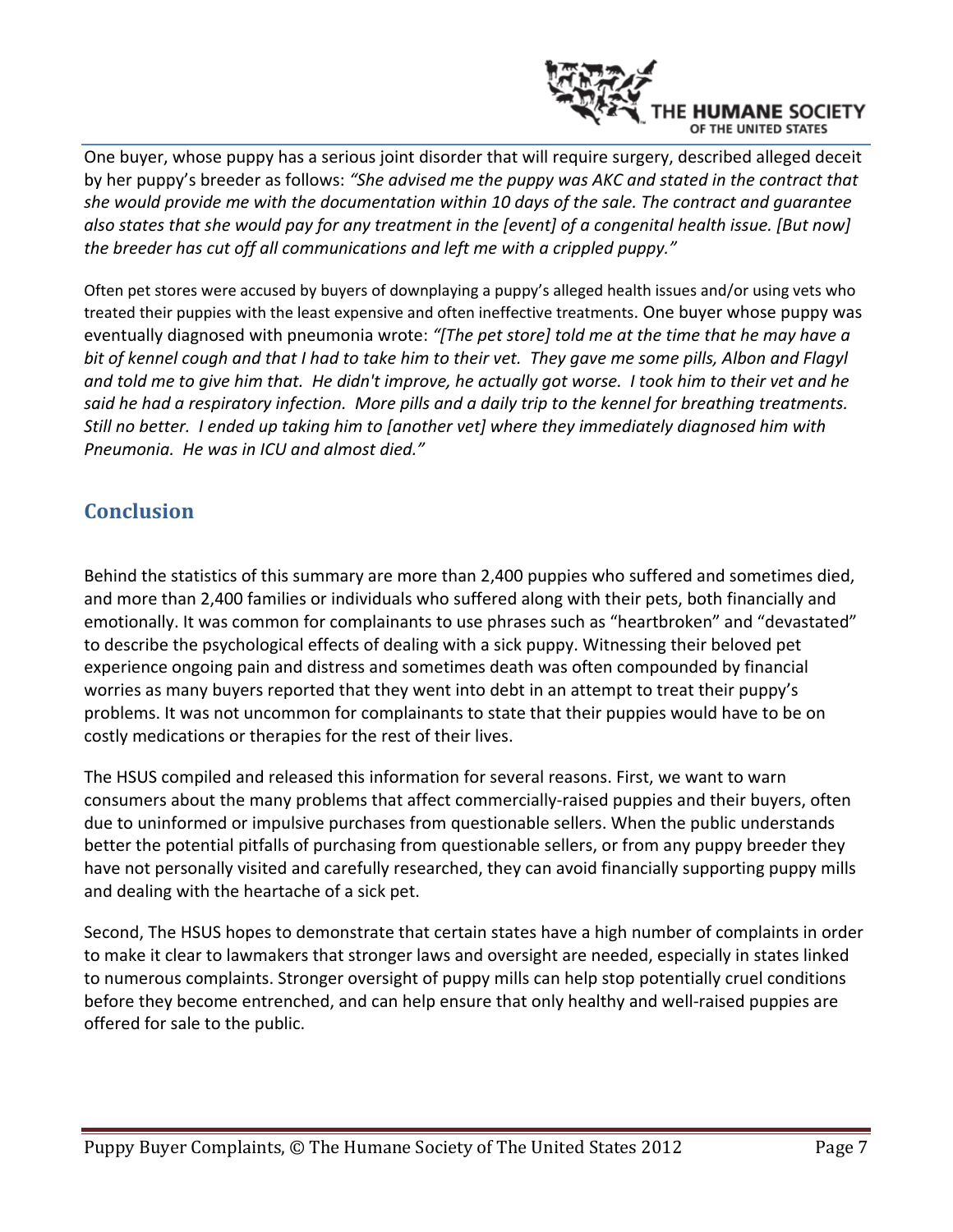One buyer, whose puppy has a serious joint disorder that will require surgery, described alleged deceit by her puppy's breeder as follows: *"She advised me the puppy was AKC and stated in the contract that she would provide me with the documentation within 10 days of the sale. The contract and guarantee also states that she would pay for any treatment in the [event] of a congenital health issue. [But now] the breeder has cut off all communications and left me with a crippled puppy."*

Often pet stores were accused by buyers of downplaying a puppy's alleged health issues and/or using vets who treated their puppies with the least expensive and often ineffective treatments. One buyer whose puppy was eventually diagnosed with pneumonia wrote: *"[The pet store] told me at the time that he may have a bit of kennel cough and that I had to take him to their vet. They gave me some pills, Albon and Flagyl and told me to give him that. He didn't improve, he actually got worse. I took him to their vet and he said he had a respiratory infection. More pills and a daily trip to the kennel for breathing treatments. Still no better. I ended up taking him to [another vet] where they immediately diagnosed him with Pneumonia. He was in ICU and almost died."*

## Conclusion

Behind the statistics of this summary are more than 2,400 puppies who suffered and sometimes died, and more than 2,400 families or individuals who suffered along with their pets, both financially and emotionally. It was common for complainants to use phrases such as "heartbroken" and "devastated" to describe the psychological effects of dealing with a sick puppy. Witnessing their beloved pet experience ongoing pain and distress and sometimes death was often compounded by financial worries as many buyers reported that they went into debt in an attempt to treat their puppy's problems. It was not uncommon for complainants to state that their puppies would have to be on costly medications or therapies for the rest of their lives.

The HSUS compiled and released this information for several reasons. First, we want to warn consumers about the many problems that affect commercially-raised puppies and their buyers, often due to uninformed or impulsive purchases from questionable sellers. When the public understands better the potential pitfalls of purchasing from questionable sellers, or from any puppy breeder they have not personally visited and carefully researched, they can avoid financially supporting puppy mills and dealing with the heartache of a sick pet.

Second, The HSUS hopes to demonstrate that certain states have a high number of complaints in order to make it clear to lawmakers that stronger laws and oversight are needed, especially in states linked to numerous complaints. Stronger oversight of puppy mills can help stop potentially cruel conditions before they become entrenched, and can help ensure that only healthy and well-raised puppies are offered for sale to the public.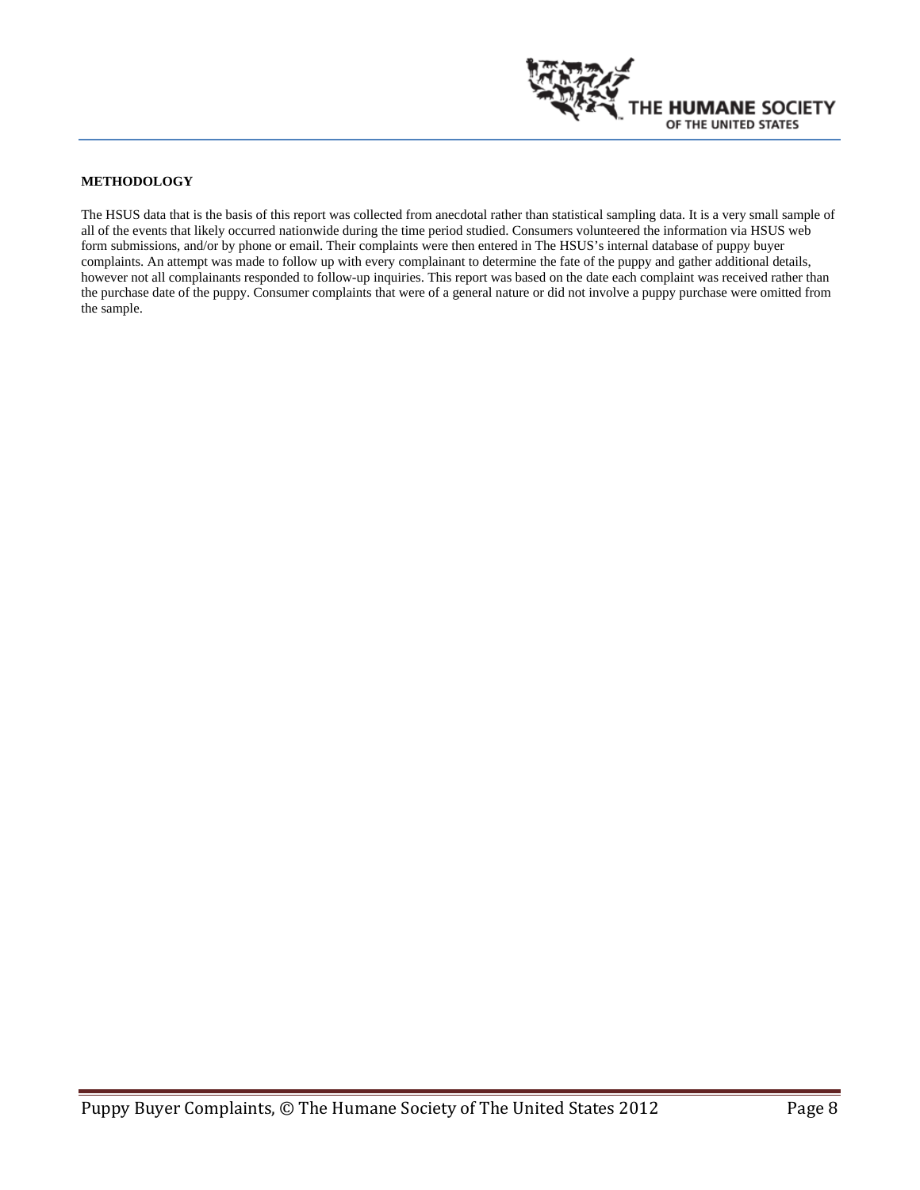## METHODOLOGY

The HSUS data that is the basis of this report was collected from anecdotal rather than statistical sampling data. It is a very small sample of all of the events that likely occurred nationwide during the time period studied. Consumers volunteered the information via HSUS web form submissions, and/or by phone or email. Their complaints were then entered in The HSUS's internal database of puppy buyer complaints. An attempt was made to follow up with every complainant to determine the fate of the puppy and gather additional details, however not all complainants responded to follow-up inquiries. This report was based on the date each complaint was received rather than the purchase date of the puppy. Consumer complaints that were of a general nature or did not involve a puppy purchase were omitted from the sample.